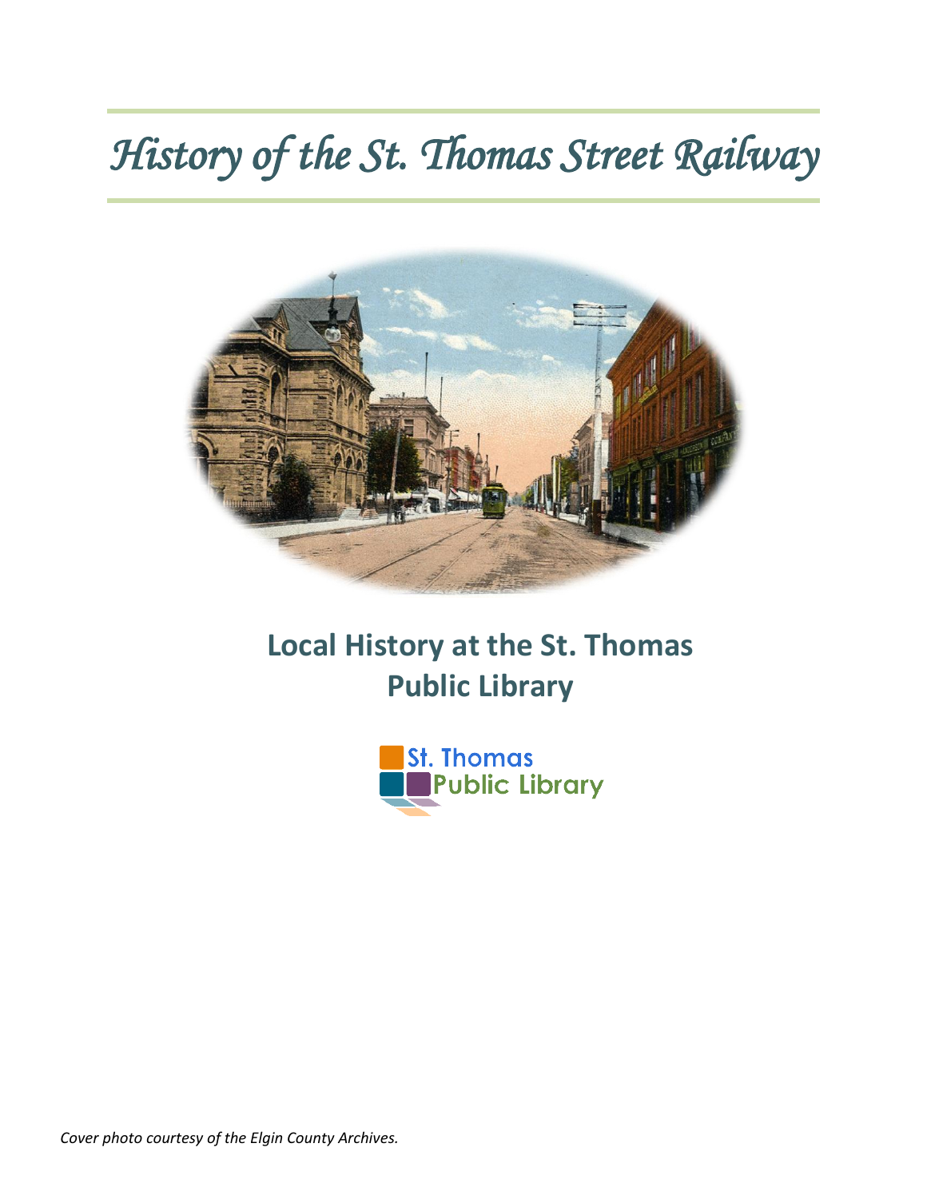# History of the St. Thomas Street Railway

## Local History at the St. Thomas Public Library

St. Thomas Public Library

*Cover photo courtesy of the Elgin County Archives.*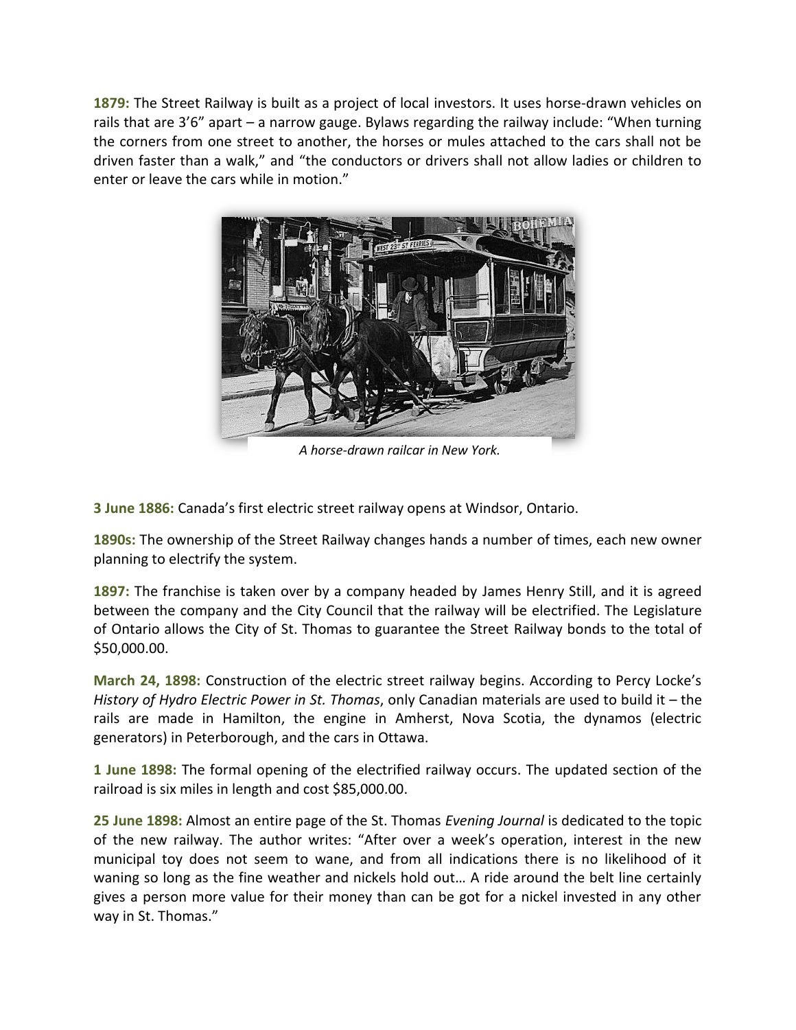**1879:** The Street Railway is built as a project of local investors. It uses horse-drawn vehicles on rails that are 3'6" apart – a narrow gauge. Bylaws regarding the railway include: "When turning the corners from one street to another, the horses or mules attached to the cars shall not be driven faster than a walk," and "the conductors or drivers shall not allow ladies or children to enter or leave the cars while in motion."

*A horse-drawn railcar in New York.*

**3 June 1886:** Canada's first electric street railway opens at Windsor, Ontario.

**1890s:** The ownership of the Street Railway changes hands a number of times, each new owner planning to electrify the system.

**1897:** The franchise is taken over by a company headed by James Henry Still, and it is agreed between the company and the City Council that the railway will be electrified. The Legislature of Ontario allows the City of St. Thomas to guarantee the Street Railway bonds to the total of $50,000.00.

**March 24, 1898:** Construction of the electric street railway begins. According to Percy Locke's *History of Hydro Electric Power in St. Thomas*, only Canadian materials are used to build it – the rails are made in Hamilton, the engine in Amherst, Nova Scotia, the dynamos (electric generators) in Peterborough, and the cars in Ottawa.

**1 June 1898:** The formal opening of the electrified railway occurs. The updated section of the railroad is six miles in length and cost $85,000.00.

**25 June 1898:** Almost an entire page of the St. Thomas *Evening Journal* is dedicated to the topic of the new railway. The author writes: "After over a week's operation, interest in the new municipal toy does not seem to wane, and from all indications there is no likelihood of it waning so long as the fine weather and nickels hold out… A ride around the belt line certainly gives a person more value for their money than can be got for a nickel invested in any other way in St. Thomas."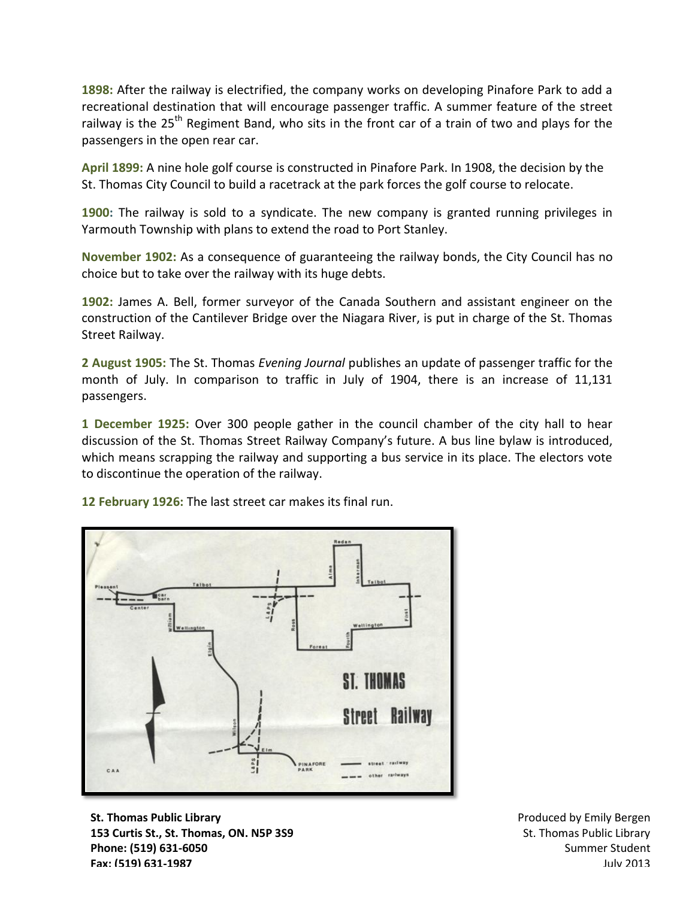**1898:** After the railway is electrified, the company works on developing Pinafore Park to add a recreational destination that will encourage passenger traffic. A summer feature of the street railway is the 25th Regiment Band, who sits in the front car of a train of two and plays for the passengers in the open rear car.

**April 1899:** A nine hole golf course is constructed in Pinafore Park. In 1908, the decision by the St. Thomas City Council to build a racetrack at the park forces the golf course to relocate.

**1900:** The railway is sold to a syndicate. The new company is granted running privileges in Yarmouth Township with plans to extend the road to Port Stanley.

**November 1902:** As a consequence of guaranteeing the railway bonds, the City Council has no choice but to take over the railway with its huge debts.

**1902:** James A. Bell, former surveyor of the Canada Southern and assistant engineer on the construction of the Cantilever Bridge over the Niagara River, is put in charge of the St. Thomas Street Railway.

**2 August 1905:** The St. Thomas *Evening Journal* publishes an update of passenger traffic for the month of July. In comparison to traffic in July of 1904, there is an increase of 11,131 passengers.

**1 December 1925:** Over 300 people gather in the council chamber of the city hall to hear discussion of the St. Thomas Street Railway Company's future. A bus line bylaw is introduced, which means scrapping the railway and supporting a bus service in its place. The electors vote to discontinue the operation of the railway.

**12 February 1926:** The last street car makes its final run.

ST. THOMAS
Street Railway

Pleasant
car barn
Center
Talbot
William
Wellington
Elgin
L&PS
Ross
Alma
Redan
Inkerman
Talbot
First
Wellington
Fourth
Forest
Wilson
Elm
L&PS
PINAFORE PARK
street railway
other railways
CAA